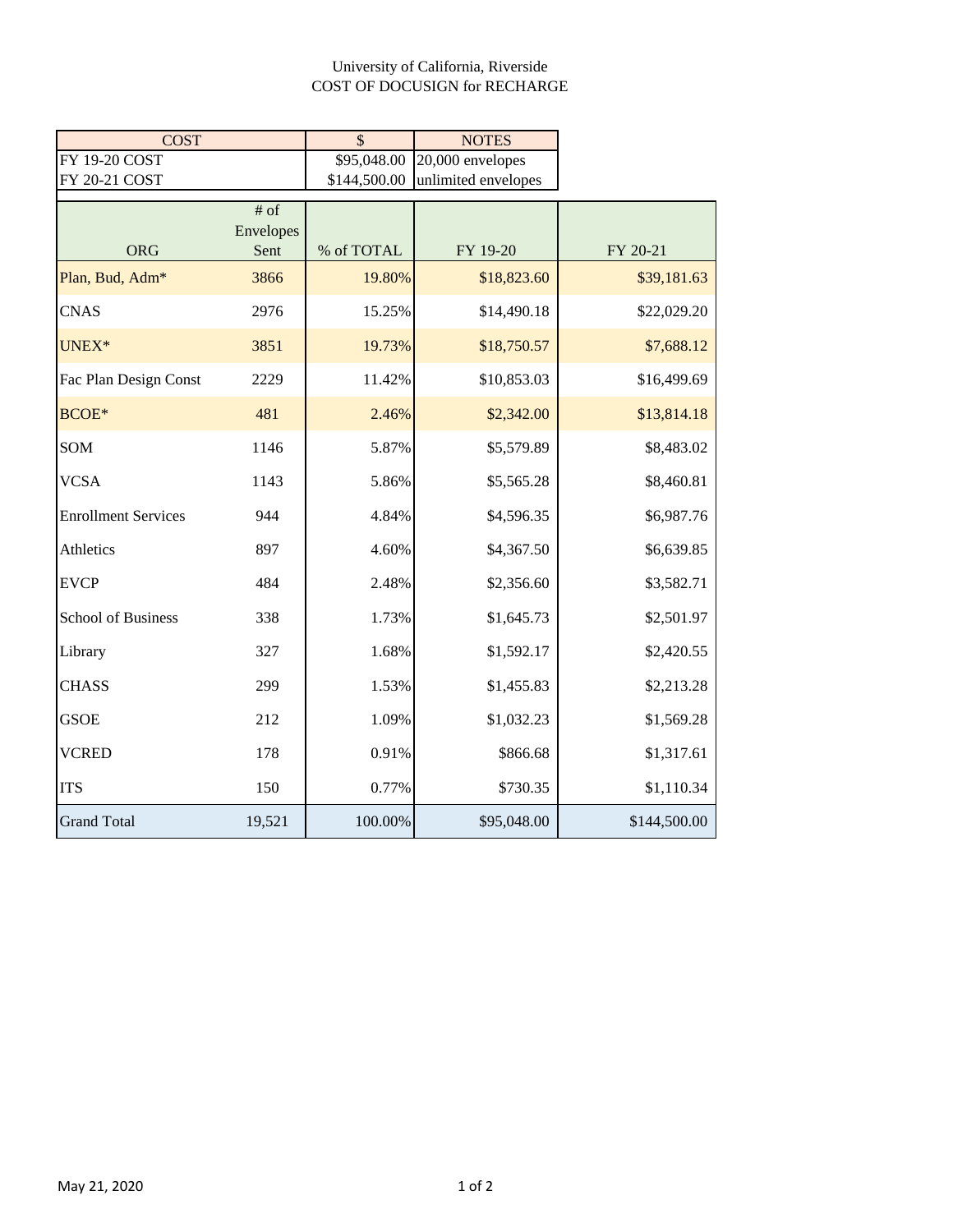University of California, Riverside
COST OF DOCUSIGN for RECHARGE

| COST | $ | NOTES |
|---|---|---|
| FY 19-20 COST | $95,048.00 | 20,000 envelopes |
| FY 20-21 COST | $144,500.00 | unlimited envelopes |

| ORG | # of Envelopes Sent | % of TOTAL | FY 19-20 | FY 20-21 |
|---|---|---|---|---|
| Plan, Bud, Adm* | 3866 | 19.80% | $18,823.60 | $39,181.63 |
| CNAS | 2976 | 15.25% | $14,490.18 | $22,029.20 |
| UNEX* | 3851 | 19.73% | $18,750.57 | $7,688.12 |
| Fac Plan Design Const | 2229 | 11.42% | $10,853.03 | $16,499.69 |
| BCOE* | 481 | 2.46% | $2,342.00 | $13,814.18 |
| SOM | 1146 | 5.87% | $5,579.89 | $8,483.02 |
| VCSA | 1143 | 5.86% | $5,565.28 | $8,460.81 |
| Enrollment Services | 944 | 4.84% | $4,596.35 | $6,987.76 |
| Athletics | 897 | 4.60% | $4,367.50 | $6,639.85 |
| EVCP | 484 | 2.48% | $2,356.60 | $3,582.71 |
| School of Business | 338 | 1.73% | $1,645.73 | $2,501.97 |
| Library | 327 | 1.68% | $1,592.17 | $2,420.55 |
| CHASS | 299 | 1.53% | $1,455.83 | $2,213.28 |
| GSOE | 212 | 1.09% | $1,032.23 | $1,569.28 |
| VCRED | 178 | 0.91% | $866.68 | $1,317.61 |
| ITS | 150 | 0.77% | $730.35 | $1,110.34 |
| Grand Total | 19,521 | 100.00% | $95,048.00 | $144,500.00 |

May 21, 2020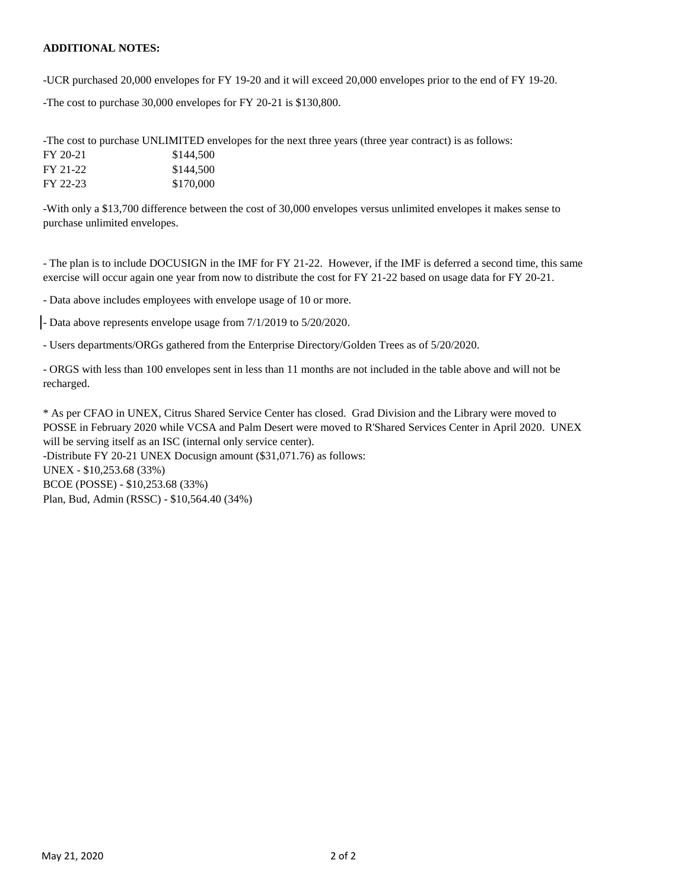**ADDITIONAL NOTES:**

-UCR purchased 20,000 envelopes for FY 19-20 and it will exceed 20,000 envelopes prior to the end of FY 19-20.

-The cost to purchase 30,000 envelopes for FY 20-21 is $130,800.

-The cost to purchase UNLIMITED envelopes for the next three years (three year contract) is as follows:

| | |
|---|---|
| FY 20-21 | $144,500 |
| FY 21-22 | $144,500 |
| FY 22-23 | $170,000 |

-With only a $13,700 difference between the cost of 30,000 envelopes versus unlimited envelopes it makes sense to purchase unlimited envelopes.

- The plan is to include DOCUSIGN in the IMF for FY 21-22. However, if the IMF is deferred a second time, this same exercise will occur again one year from now to distribute the cost for FY 21-22 based on usage data for FY 20-21.

- Data above includes employees with envelope usage of 10 or more.

- Data above represents envelope usage from 7/1/2019 to 5/20/2020.

- Users departments/ORGs gathered from the Enterprise Directory/Golden Trees as of 5/20/2020.

- ORGS with less than 100 envelopes sent in less than 11 months are not included in the table above and will not be recharged.

* As per CFAO in UNEX, Citrus Shared Service Center has closed. Grad Division and the Library were moved to POSSE in February 2020 while VCSA and Palm Desert were moved to R'Shared Services Center in April 2020. UNEX will be serving itself as an ISC (internal only service center).
-Distribute FY 20-21 UNEX Docusign amount ($31,071.76) as follows:
UNEX - $10,253.68 (33%)
BCOE (POSSE) - $10,253.68 (33%)
Plan, Bud, Admin (RSSC) - $10,564.40 (34%)

May 21, 2020